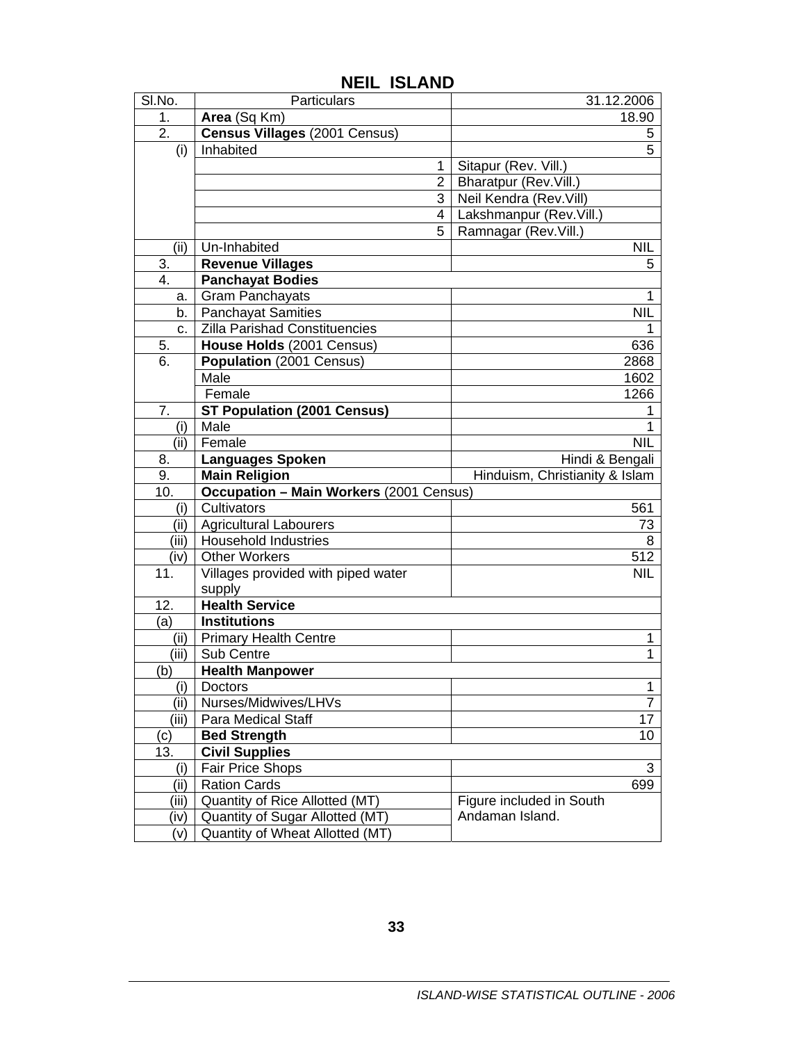# NEIL ISLAND

| Sl.No. | Particulars | 31.12.2006 |
|---|---|---|
| 1. | **Area** (Sq Km) | 18.90 |
| 2. | **Census Villages** (2001 Census) | 5 |
| (i) | Inhabited | 5 |
| | 1 | Sitapur (Rev. Vill.) |
| | 2 | Bharatpur (Rev.Vill.) |
| | 3 | Neil Kendra (Rev.Vill) |
| | 4 | Lakshmanpur (Rev.Vill.) |
| | 5 | Ramnagar (Rev.Vill.) |
| (ii) | Un-Inhabited | NIL |
| 3. | **Revenue Villages** | 5 |
| 4. | **Panchayat Bodies** | |
| a. | Gram Panchayats | 1 |
| b. | Panchayat Samities | NIL |
| c. | Zilla Parishad Constituencies | 1 |
| 5. | **House Holds** (2001 Census) | 636 |
| 6. | **Population** (2001 Census) | 2868 |
| | Male | 1602 |
| | Female | 1266 |
| 7. | **ST Population (2001 Census)** | 1 |
| (i) | Male | 1 |
| (ii) | Female | NIL |
| 8. | **Languages Spoken** | Hindi & Bengali |
| 9. | **Main Religion** | Hinduism, Christianity & Islam |
| 10. | **Occupation – Main Workers** (2001 Census) | |
| (i) | Cultivators | 561 |
| (ii) | Agricultural Labourers | 73 |
| (iii) | Household Industries | 8 |
| (iv) | Other Workers | 512 |
| 11. | Villages provided with piped water supply | NIL |
| 12. | **Health Service** | |
| (a) | **Institutions** | |
| (ii) | Primary Health Centre | 1 |
| (iii) | Sub Centre | 1 |
| (b) | **Health Manpower** | |
| (i) | Doctors | 1 |
| (ii) | Nurses/Midwives/LHVs | 7 |
| (iii) | Para Medical Staff | 17 |
| (c) | **Bed Strength** | 10 |
| 13. | **Civil Supplies** | |
| (i) | Fair Price Shops | 3 |
| (ii) | Ration Cards | 699 |
| (iii) | Quantity of Rice Allotted (MT) | Figure included in South Andaman Island. |
| (iv) | Quantity of Sugar Allotted (MT) | |
| (v) | Quantity of Wheat Allotted (MT) | |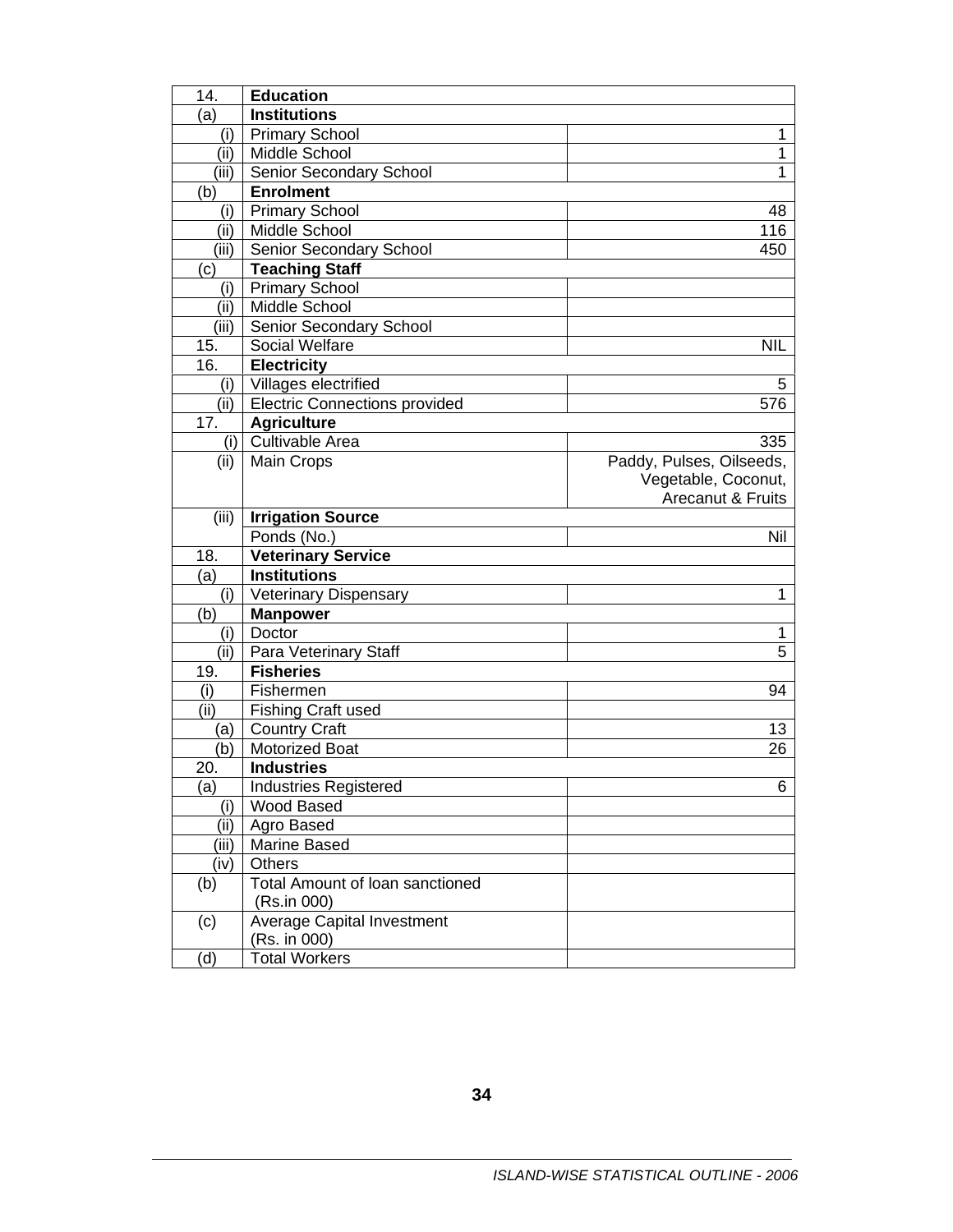| | | |
|---|---|---|
| 14. | **Education** | |
| (a) | **Institutions** | |
| (i) | Primary School | 1 |
| (ii) | Middle School | 1 |
| (iii) | Senior Secondary School | 1 |
| (b) | **Enrolment** | |
| (i) | Primary School | 48 |
| (ii) | Middle School | 116 |
| (iii) | Senior Secondary School | 450 |
| (c) | **Teaching Staff** | |
| (i) | Primary School | |
| (ii) | Middle School | |
| (iii) | Senior Secondary School | |
| 15. | Social Welfare | NIL |
| 16. | **Electricity** | |
| (i) | Villages electrified | 5 |
| (ii) | Electric Connections provided | 576 |
| 17. | **Agriculture** | |
| (i) | Cultivable Area | 335 |
| (ii) | Main Crops | Paddy, Pulses, Oilseeds, Vegetable, Coconut, Arecanut & Fruits |
| (iii) | **Irrigation Source** | |
| | Ponds (No.) | Nil |
| 18. | **Veterinary Service** | |
| (a) | **Institutions** | |
| (i) | Veterinary Dispensary | 1 |
| (b) | **Manpower** | |
| (i) | Doctor | 1 |
| (ii) | Para Veterinary Staff | 5 |
| 19. | **Fisheries** | |
| (i) | Fishermen | 94 |
| (ii) | Fishing Craft used | |
| (a) | Country Craft | 13 |
| (b) | Motorized Boat | 26 |
| 20. | **Industries** | |
| (a) | Industries Registered | 6 |
| (i) | Wood Based | |
| (ii) | Agro Based | |
| (iii) | Marine Based | |
| (iv) | Others | |
| (b) | Total Amount of loan sanctioned (Rs.in 000) | |
| (c) | Average Capital Investment (Rs. in 000) | |
| (d) | Total Workers | |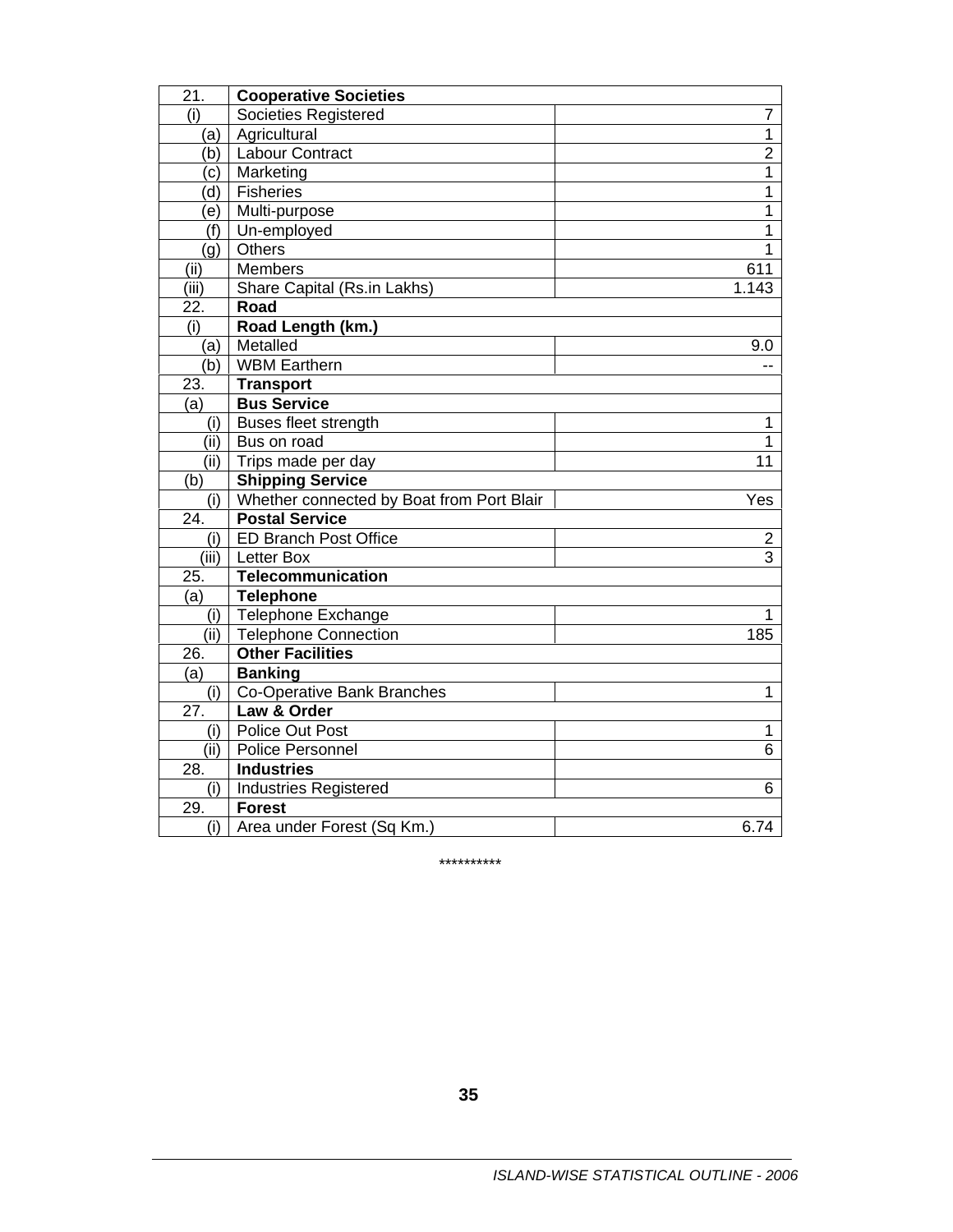| | | |
|---|---|---|
| 21. | **Cooperative Societies** | |
| (i) | Societies Registered | 7 |
| (a) | Agricultural | 1 |
| (b) | Labour Contract | 2 |
| (c) | Marketing | 1 |
| (d) | Fisheries | 1 |
| (e) | Multi-purpose | 1 |
| (f) | Un-employed | 1 |
| (g) | Others | 1 |
| (ii) | Members | 611 |
| (iii) | Share Capital (Rs.in Lakhs) | 1.143 |
| 22. | **Road** | |
| (i) | **Road Length (km.)** | |
| (a) | Metalled | 9.0 |
| (b) | WBM Earthern | -- |
| 23. | **Transport** | |
| (a) | **Bus Service** | |
| (i) | Buses fleet strength | 1 |
| (ii) | Bus on road | 1 |
| (ii) | Trips made per day | 11 |
| (b) | **Shipping Service** | |
| (i) | Whether connected by Boat from Port Blair | Yes |
| 24. | **Postal Service** | |
| (i) | ED Branch Post Office | 2 |
| (iii) | Letter Box | 3 |
| 25. | **Telecommunication** | |
| (a) | **Telephone** | |
| (i) | Telephone Exchange | 1 |
| (ii) | Telephone Connection | 185 |
| 26. | **Other Facilities** | |
| (a) | **Banking** | |
| (i) | Co-Operative Bank Branches | 1 |
| 27. | **Law & Order** | |
| (i) | Police Out Post | 1 |
| (ii) | Police Personnel | 6 |
| 28. | **Industries** | |
| (i) | Industries Registered | 6 |
| 29. | **Forest** | |
| (i) | Area under Forest (Sq Km.) | 6.74 |

**********